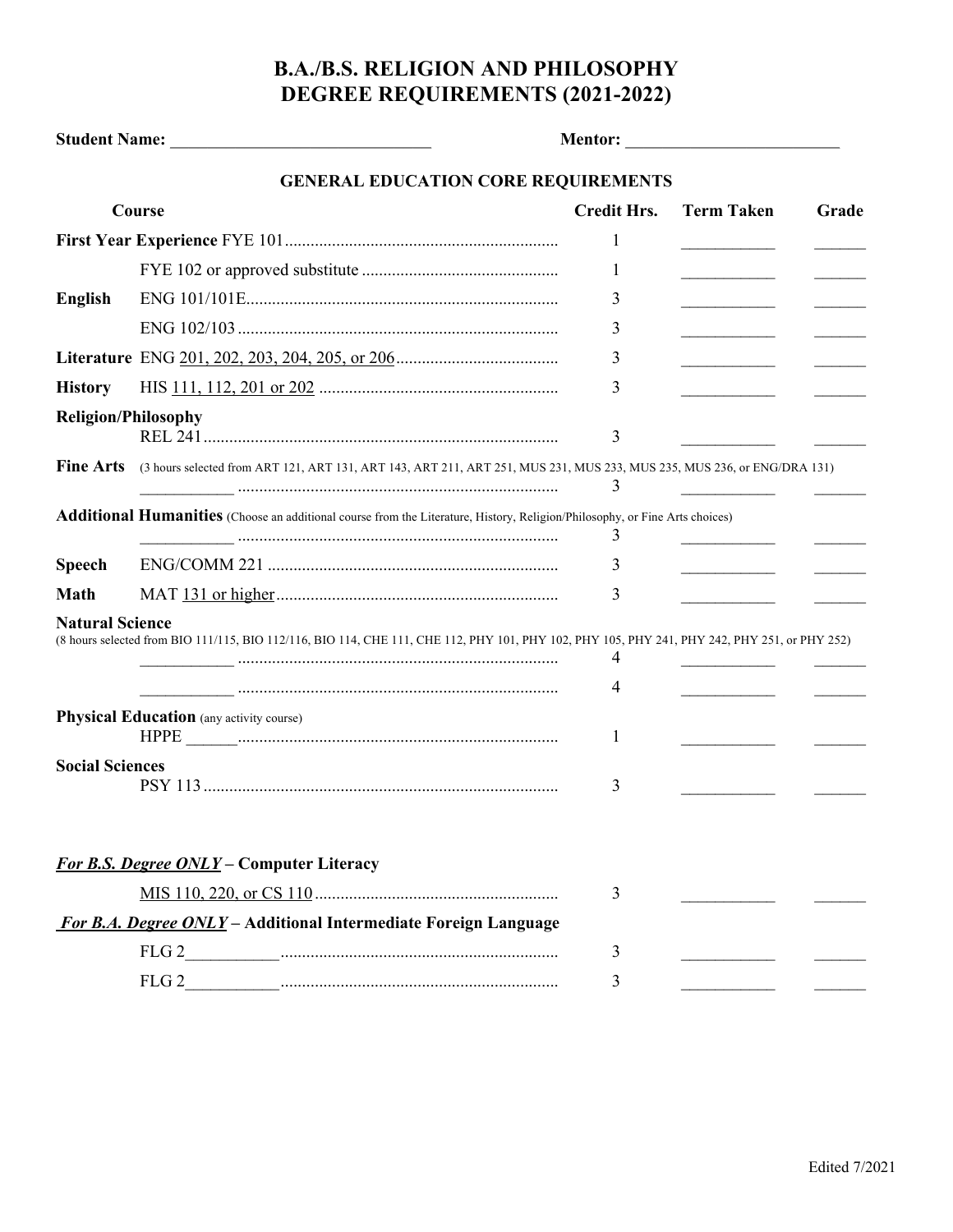# B.A./B.S. RELIGION AND PHILOSOPHY DEGREE REQUIREMENTS (2021-2022)

**Student Name:** ______________________________ **Mentor:** _________________________

## GENERAL EDUCATION CORE REQUIREMENTS

| Course | | Credit Hrs. | Term Taken | Grade |
|---|---|---|---|---|
| **First Year Experience** | FYE 101 | 1 | ___________ | ______ |
| | FYE 102 or approved substitute | 1 | ___________ | ______ |
| **English** | ENG 101/101E | 3 | ___________ | ______ |
| | ENG 102/103 | 3 | ___________ | ______ |
| **Literature** | ENG 201, 202, 203, 204, 205, or 206 | 3 | ___________ | ______ |
| **History** | HIS 111, 112, 201 or 202 | 3 | ___________ | ______ |
| **Religion/Philosophy** | REL 241 | 3 | ___________ | ______ |
| **Fine Arts** (3 hours selected from ART 121, ART 131, ART 143, ART 211, ART 251, MUS 231, MUS 233, MUS 235, MUS 236, or ENG/DRA 131) | ___________ | 3 | ___________ | ______ |
| **Additional Humanities** (Choose an additional course from the Literature, History, Religion/Philosophy, or Fine Arts choices) | ___________ | 3 | ___________ | ______ |
| **Speech** | ENG/COMM 221 | 3 | ___________ | ______ |
| **Math** | MAT 131 or higher | 3 | ___________ | ______ |
| **Natural Science** (8 hours selected from BIO 111/115, BIO 112/116, BIO 114, CHE 111, CHE 112, PHY 101, PHY 102, PHY 105, PHY 241, PHY 242, PHY 251, or PHY 252) | ___________ | 4 | ___________ | ______ |
| | ___________ | 4 | ___________ | ______ |
| **Physical Education** (any activity course) | HPPE ______ | 1 | ___________ | ______ |
| **Social Sciences** | PSY 113 | 3 | ___________ | ______ |

***For B.S. Degree ONLY*** **– Computer Literacy**

| Course | Credit Hrs. | Term Taken | Grade |
|---|---|---|---|
| MIS 110, 220, or CS 110 | 3 | ___________ | ______ |

***For B.A. Degree ONLY*** **– Additional Intermediate Foreign Language**

| Course | Credit Hrs. | Term Taken | Grade |
|---|---|---|---|
| FLG 2___________ | 3 | ___________ | ______ |
| FLG 2___________ | 3 | ___________ | ______ |

Edited 7/2021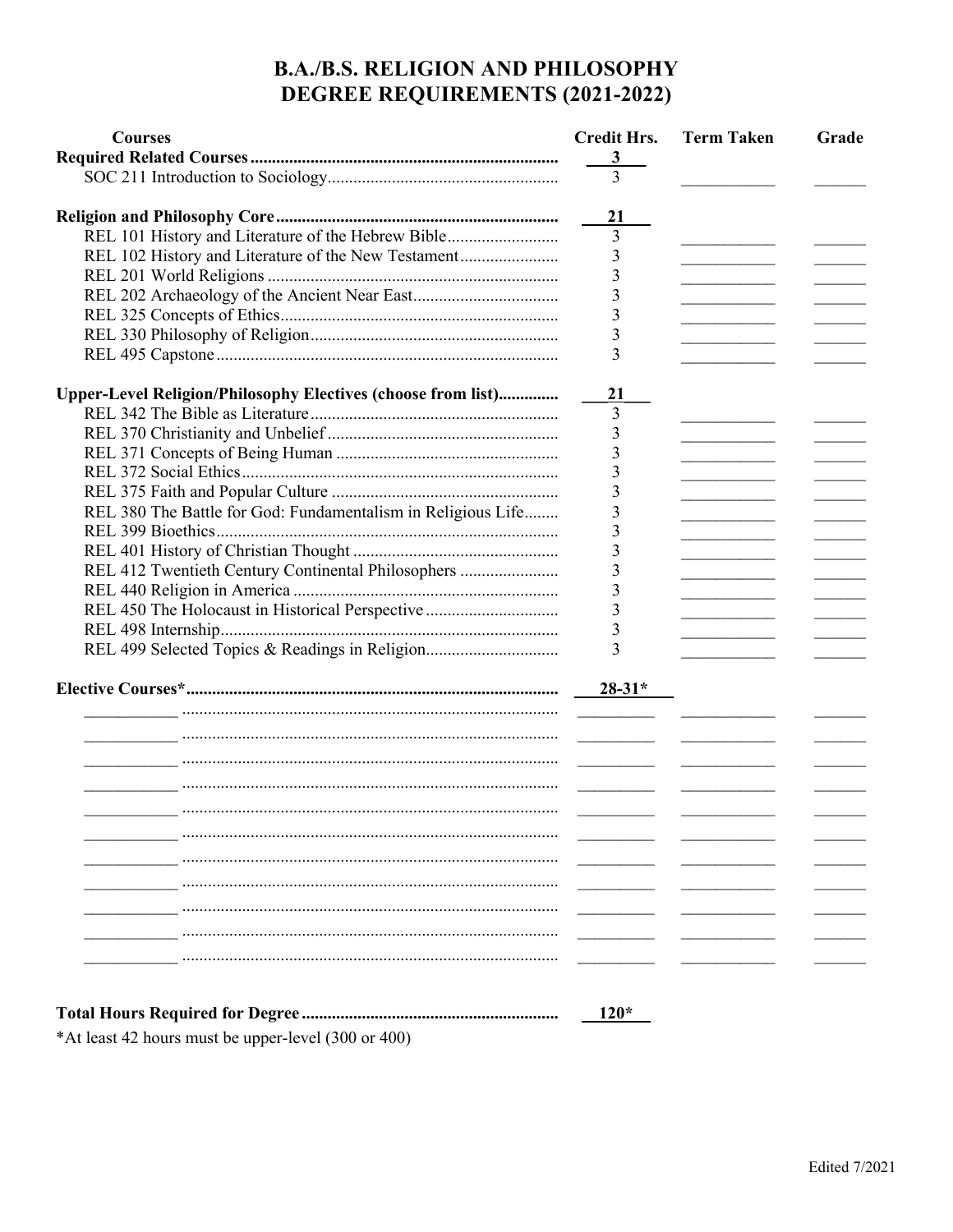# B.A./B.S. RELIGION AND PHILOSOPHY DEGREE REQUIREMENTS (2021-2022)

| Courses | Credit Hrs. | Term Taken | Grade |
|---|---|---|---|
| **Required Related Courses** | **3** | | |
| SOC 211 Introduction to Sociology | 3 | | |
| **Religion and Philosophy Core** | **21** | | |
| REL 101 History and Literature of the Hebrew Bible | 3 | | |
| REL 102 History and Literature of the New Testament | 3 | | |
| REL 201 World Religions | 3 | | |
| REL 202 Archaeology of the Ancient Near East | 3 | | |
| REL 325 Concepts of Ethics | 3 | | |
| REL 330 Philosophy of Religion | 3 | | |
| REL 495 Capstone | 3 | | |
| **Upper-Level Religion/Philosophy Electives (choose from list)** | **21** | | |
| REL 342 The Bible as Literature | 3 | | |
| REL 370 Christianity and Unbelief | 3 | | |
| REL 371 Concepts of Being Human | 3 | | |
| REL 372 Social Ethics | 3 | | |
| REL 375 Faith and Popular Culture | 3 | | |
| REL 380 The Battle for God: Fundamentalism in Religious Life | 3 | | |
| REL 399 Bioethics | 3 | | |
| REL 401 History of Christian Thought | 3 | | |
| REL 412 Twentieth Century Continental Philosophers | 3 | | |
| REL 440 Religion in America | 3 | | |
| REL 450 The Holocaust in Historical Perspective | 3 | | |
| REL 498 Internship | 3 | | |
| REL 499 Selected Topics & Readings in Religion | 3 | | |
| **Elective Courses*** | **28-31*** | | |
| | | | |
| | | | |
| | | | |
| | | | |
| | | | |
| | | | |
| | | | |
| | | | |
| | | | |
| | | | |
| | | | |
| **Total Hours Required for Degree** | **120*** | | |

*At least 42 hours must be upper-level (300 or 400)

Edited 7/2021